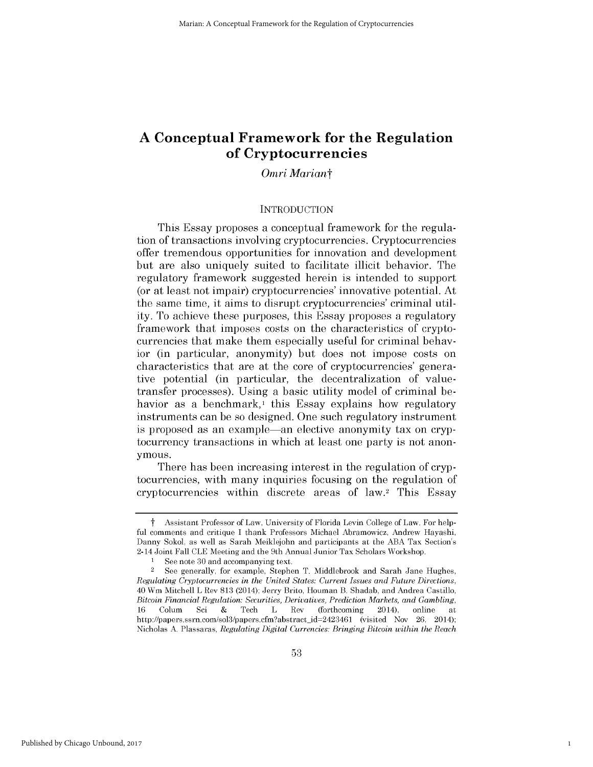# A Conceptual Framework for the Regulation of Cryptocurrencies

*Omri Marian*†

## INTRODUCTION

This Essay proposes a conceptual framework for the regulation of transactions involving cryptocurrencies. Cryptocurrencies offer tremendous opportunities for innovation and development but are also uniquely suited to facilitate illicit behavior. The regulatory framework suggested herein is intended to support (or at least not impair) cryptocurrencies' innovative potential. At the same time, it aims to disrupt cryptocurrencies' criminal utility. To achieve these purposes, this Essay proposes a regulatory framework that imposes costs on the characteristics of cryptocurrencies that make them especially useful for criminal behavior (in particular, anonymity) but does not impose costs on characteristics that are at the core of cryptocurrencies' generative potential (in particular, the decentralization of value-transfer processes). Using a basic utility model of criminal behavior as a benchmark,[1] this Essay explains how regulatory instruments can be so designed. One such regulatory instrument is proposed as an example—an elective anonymity tax on cryptocurrency transactions in which at least one party is not anonymous.

There has been increasing interest in the regulation of cryptocurrencies, with many inquiries focusing on the regulation of cryptocurrencies within discrete areas of law.[2] This Essay

---

† Assistant Professor of Law, University of Florida Levin College of Law. For helpful comments and critique I thank Professors Michael Abramowicz, Andrew Hayashi, Danny Sokol, as well as Sarah Meiklejohn and participants at the ABA Tax Section's 2-14 Joint Fall CLE Meeting and the 9th Annual Junior Tax Scholars Workshop.

[1] See note 30 and accompanying text.

[2] See generally, for example, Stephen T. Middlebrook and Sarah Jane Hughes, *Regulating Cryptocurrencies in the United States: Current Issues and Future Directions*, 40 Wm Mitchell L Rev 813 (2014); Jerry Brito, Houman B. Shadab, and Andrea Castillo, *Bitcoin Financial Regulation: Securities, Derivatives, Prediction Markets, and Gambling*, 16 Colum Sci & Tech L Rev (forthcoming 2014), online at http://papers.ssrn.com/sol3/papers.cfm?abstract_id=2423461 (visited Nov 26, 2014); Nicholas A. Plassaras, *Regulating Digital Currencies: Bringing Bitcoin within the Reach*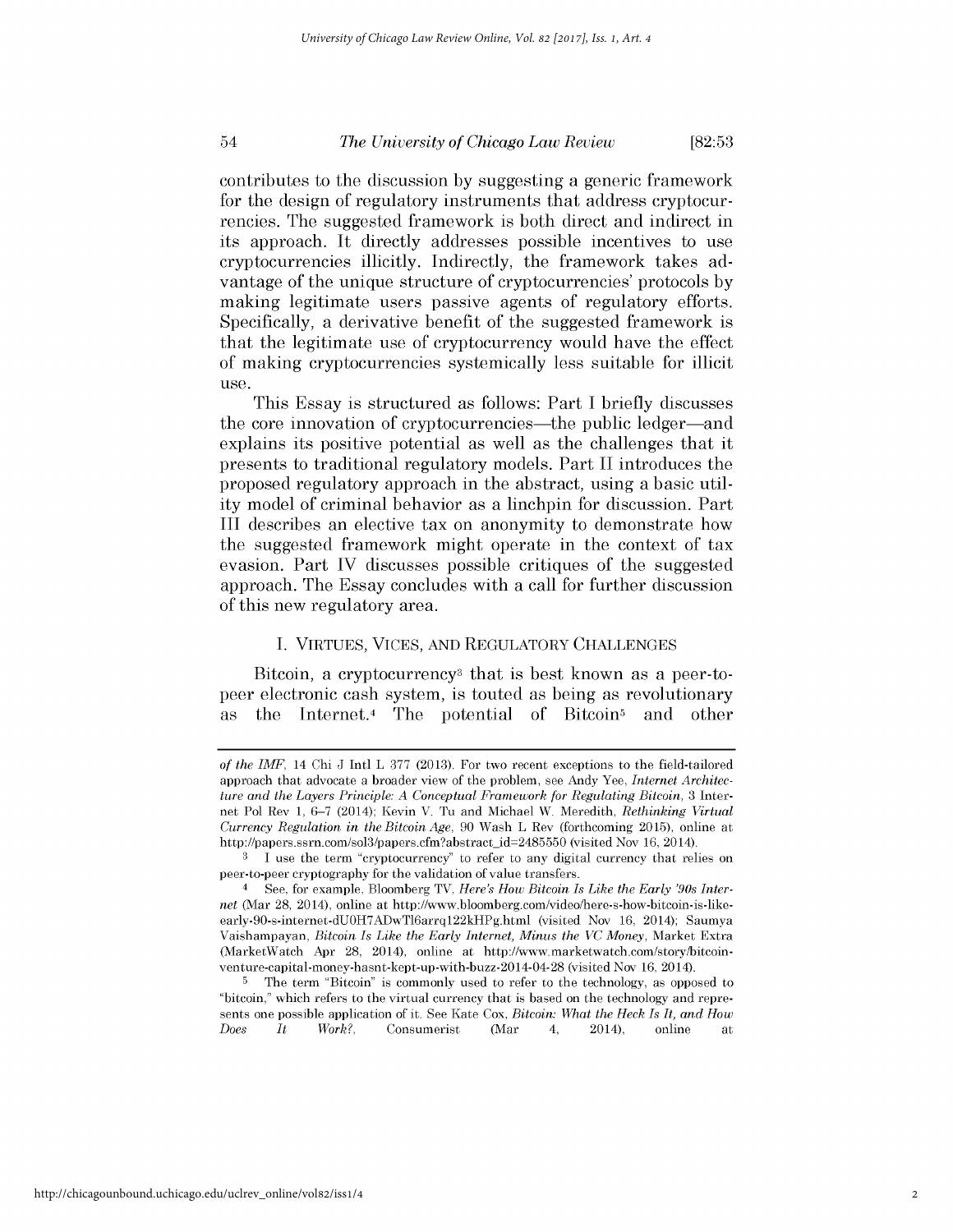contributes to the discussion by suggesting a generic framework for the design of regulatory instruments that address cryptocurrencies. The suggested framework is both direct and indirect in its approach. It directly addresses possible incentives to use cryptocurrencies illicitly. Indirectly, the framework takes advantage of the unique structure of cryptocurrencies' protocols by making legitimate users passive agents of regulatory efforts. Specifically, a derivative benefit of the suggested framework is that the legitimate use of cryptocurrency would have the effect of making cryptocurrencies systemically less suitable for illicit use.

This Essay is structured as follows: Part I briefly discusses the core innovation of cryptocurrencies—the public ledger—and explains its positive potential as well as the challenges that it presents to traditional regulatory models. Part II introduces the proposed regulatory approach in the abstract, using a basic utility model of criminal behavior as a linchpin for discussion. Part III describes an elective tax on anonymity to demonstrate how the suggested framework might operate in the context of tax evasion. Part IV discusses possible critiques of the suggested approach. The Essay concludes with a call for further discussion of this new regulatory area.

## I. Virtues, Vices, and Regulatory Challenges

Bitcoin, a cryptocurrency[3] that is best known as a peer-to-peer electronic cash system, is touted as being as revolutionary as the Internet.[4] The potential of Bitcoin[5] and other

---

*of the IMF*, 14 Chi J Intl L 377 (2013). For two recent exceptions to the field-tailored approach that advocate a broader view of the problem, see Andy Yee, *Internet Architecture and the Layers Principle: A Conceptual Framework for Regulating Bitcoin*, 3 Internet Pol Rev 1, 6–7 (2014); Kevin V. Tu and Michael W. Meredith, *Rethinking Virtual Currency Regulation in the Bitcoin Age*, 90 Wash L Rev (forthcoming 2015), online at http://papers.ssrn.com/sol3/papers.cfm?abstract_id=2485550 (visited Nov 16, 2014).

[3] I use the term "cryptocurrency" to refer to any digital currency that relies on peer-to-peer cryptography for the validation of value transfers.

[4] See, for example, Bloomberg TV, *Here's How Bitcoin Is Like the Early '90s Internet* (Mar 28, 2014), online at http://www.bloomberg.com/video/here-s-how-bitcoin-is-like-early-90-s-internet-dU0H7ADwTl6arrq122kHPg.html (visited Nov 16, 2014); Saumya Vaishampayan, *Bitcoin Is Like the Early Internet, Minus the VC Money*, Market Extra (MarketWatch Apr 28, 2014), online at http://www.marketwatch.com/story/bitcoin-venture-capital-money-hasnt-kept-up-with-buzz-2014-04-28 (visited Nov 16, 2014).

[5] The term "Bitcoin" is commonly used to refer to the technology, as opposed to "bitcoin," which refers to the virtual currency that is based on the technology and represents one possible application of it. See Kate Cox, *Bitcoin: What the Heck Is It, and How Does It Work?*, Consumerist (Mar 4, 2014), online at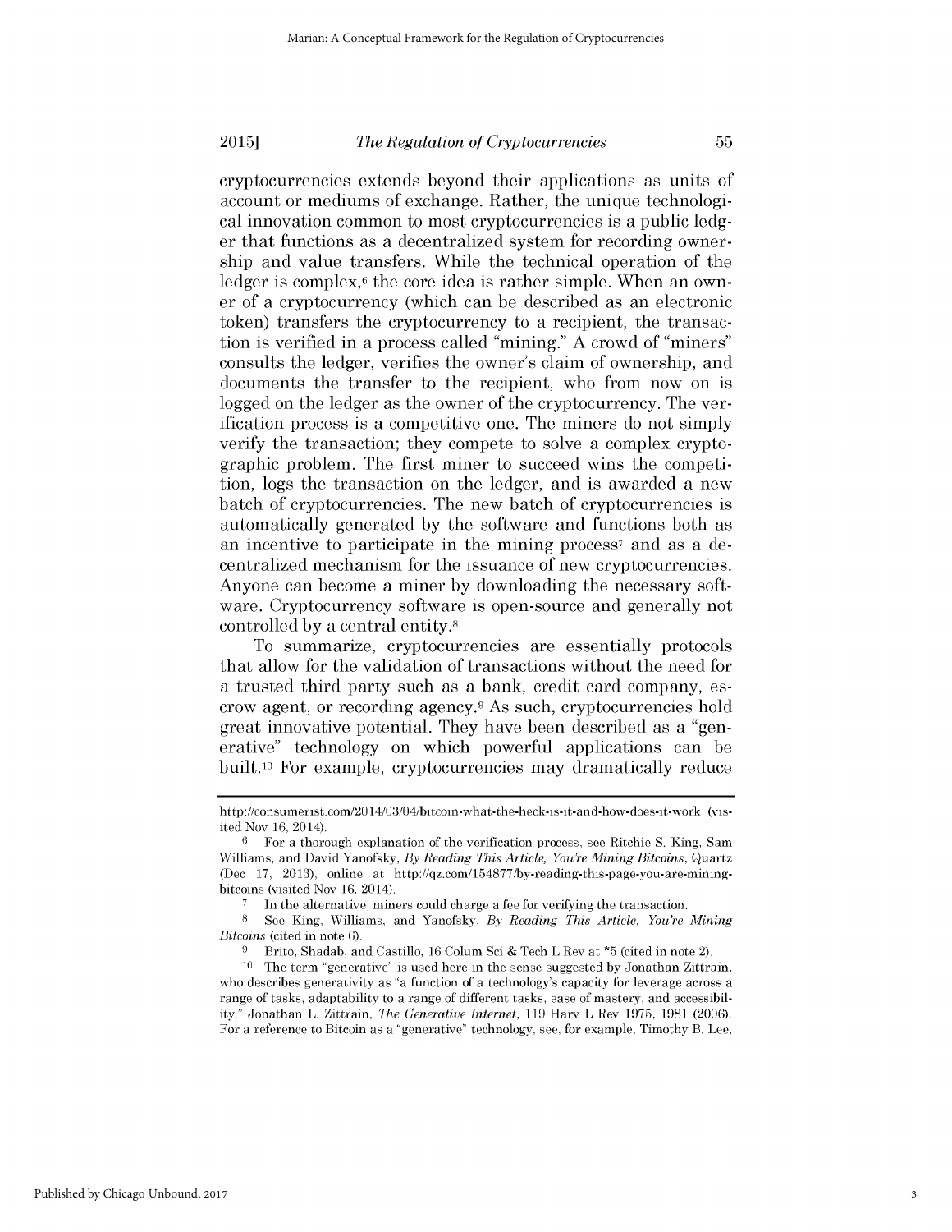cryptocurrencies extends beyond their applications as units of account or mediums of exchange. Rather, the unique technological innovation common to most cryptocurrencies is a public ledger that functions as a decentralized system for recording ownership and value transfers. While the technical operation of the ledger is complex,[6] the core idea is rather simple. When an owner of a cryptocurrency (which can be described as an electronic token) transfers the cryptocurrency to a recipient, the transaction is verified in a process called "mining." A crowd of "miners" consults the ledger, verifies the owner's claim of ownership, and documents the transfer to the recipient, who from now on is logged on the ledger as the owner of the cryptocurrency. The verification process is a competitive one. The miners do not simply verify the transaction; they compete to solve a complex cryptographic problem. The first miner to succeed wins the competition, logs the transaction on the ledger, and is awarded a new batch of cryptocurrencies. The new batch of cryptocurrencies is automatically generated by the software and functions both as an incentive to participate in the mining process[7] and as a decentralized mechanism for the issuance of new cryptocurrencies. Anyone can become a miner by downloading the necessary software. Cryptocurrency software is open-source and generally not controlled by a central entity.[8]

To summarize, cryptocurrencies are essentially protocols that allow for the validation of transactions without the need for a trusted third party such as a bank, credit card company, escrow agent, or recording agency.[9] As such, cryptocurrencies hold great innovative potential. They have been described as a "generative" technology on which powerful applications can be built.[10] For example, cryptocurrencies may dramatically reduce

---

http://consumerist.com/2014/03/04/bitcoin-what-the-heck-is-it-and-how-does-it-work (visited Nov 16, 2014).

[6] For a thorough explanation of the verification process, see Ritchie S. King, Sam Williams, and David Yanofsky, *By Reading This Article, You're Mining Bitcoins*, Quartz (Dec 17, 2013), online at http://qz.com/154877/by-reading-this-page-you-are-mining-bitcoins (visited Nov 16, 2014).

[7] In the alternative, miners could charge a fee for verifying the transaction.

[8] See King, Williams, and Yanofsky, *By Reading This Article, You're Mining Bitcoins* (cited in note 6).

[9] Brito, Shadab, and Castillo, 16 Colum Sci & Tech L Rev at *5 (cited in note 2).

[10] The term "generative" is used here in the sense suggested by Jonathan Zittrain, who describes generativity as "a function of a technology's capacity for leverage across a range of tasks, adaptability to a range of different tasks, ease of mastery, and accessibility." Jonathan L. Zittrain, *The Generative Internet*, 119 Harv L Rev 1975, 1981 (2006). For a reference to Bitcoin as a "generative" technology, see, for example, Timothy B. Lee,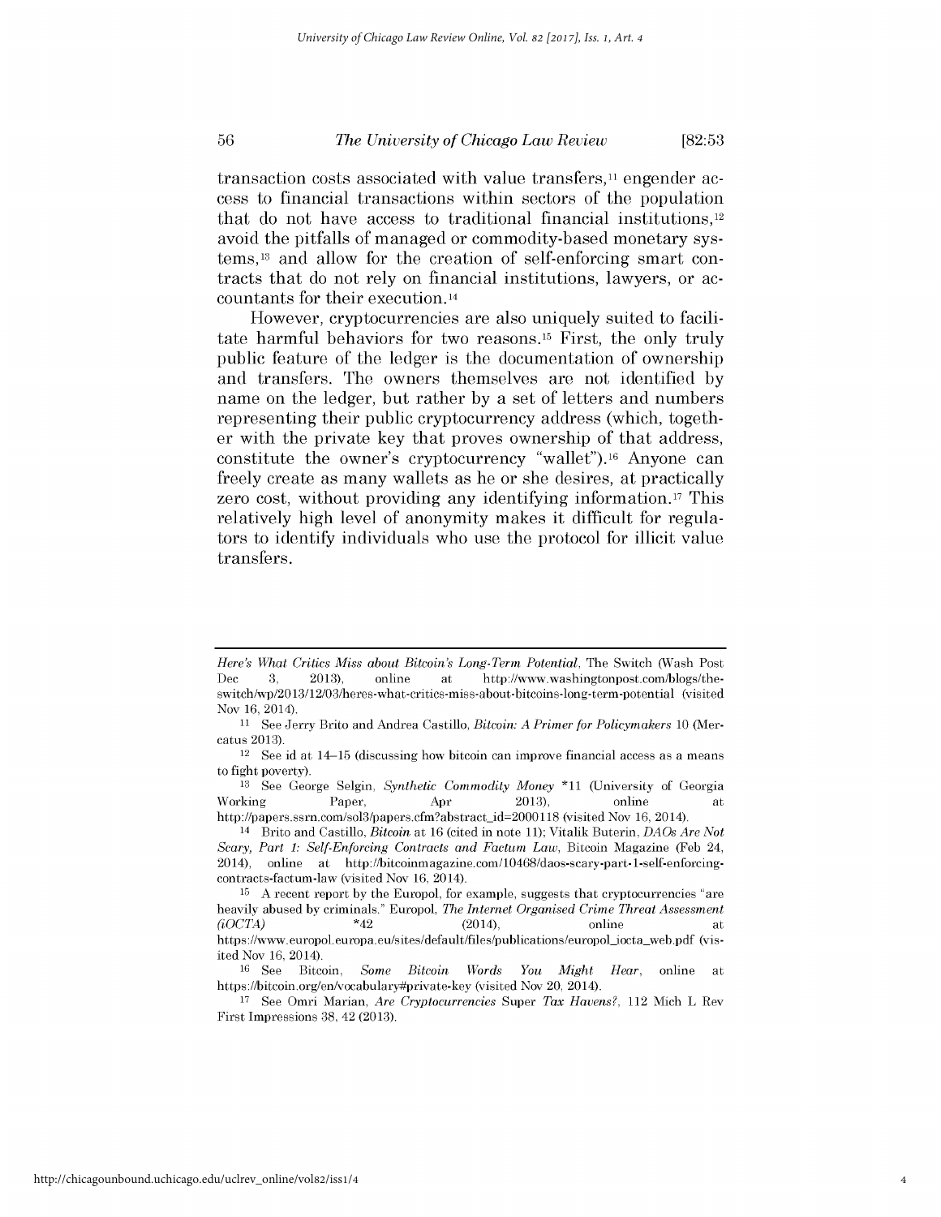transaction costs associated with value transfers,[11] engender access to financial transactions within sectors of the population that do not have access to traditional financial institutions,[12] avoid the pitfalls of managed or commodity-based monetary systems,[13] and allow for the creation of self-enforcing smart contracts that do not rely on financial institutions, lawyers, or accountants for their execution.[14]

However, cryptocurrencies are also uniquely suited to facilitate harmful behaviors for two reasons.[15] First, the only truly public feature of the ledger is the documentation of ownership and transfers. The owners themselves are not identified by name on the ledger, but rather by a set of letters and numbers representing their public cryptocurrency address (which, together with the private key that proves ownership of that address, constitute the owner's cryptocurrency "wallet").[16] Anyone can freely create as many wallets as he or she desires, at practically zero cost, without providing any identifying information.[17] This relatively high level of anonymity makes it difficult for regulators to identify individuals who use the protocol for illicit value transfers.

---

*Here's What Critics Miss about Bitcoin's Long-Term Potential*, The Switch (Wash Post Dec 3, 2013), online at http://www.washingtonpost.com/blogs/the-switch/wp/2013/12/03/heres-what-critics-miss-about-bitcoins-long-term-potential (visited Nov 16, 2014).

[11] See Jerry Brito and Andrea Castillo, *Bitcoin: A Primer for Policymakers* 10 (Mercatus 2013).

[12] See id at 14–15 (discussing how bitcoin can improve financial access as a means to fight poverty).

[13] See George Selgin, *Synthetic Commodity Money* *11 (University of Georgia Working Paper, Apr 2013), online at http://papers.ssrn.com/sol3/papers.cfm?abstract_id=2000118 (visited Nov 16, 2014).

[14] Brito and Castillo, *Bitcoin* at 16 (cited in note 11); Vitalik Buterin, *DAOs Are Not Scary, Part 1: Self-Enforcing Contracts and Factum Law*, Bitcoin Magazine (Feb 24, 2014), online at http://bitcoinmagazine.com/10468/daos-scary-part-1-self-enforcing-contracts-factum-law (visited Nov 16, 2014).

[15] A recent report by the Europol, for example, suggests that cryptocurrencies "are heavily abused by criminals." Europol, *The Internet Organised Crime Threat Assessment (iOCTA)* *42 (2014), online at https://www.europol.europa.eu/sites/default/files/publications/europol_iocta_web.pdf (visited Nov 16, 2014).

[16] See Bitcoin, *Some Bitcoin Words You Might Hear*, online at https://bitcoin.org/en/vocabulary#private-key (visited Nov 20, 2014).

[17] See Omri Marian, *Are Cryptocurrencies* Super *Tax Havens?*, 112 Mich L Rev First Impressions 38, 42 (2013).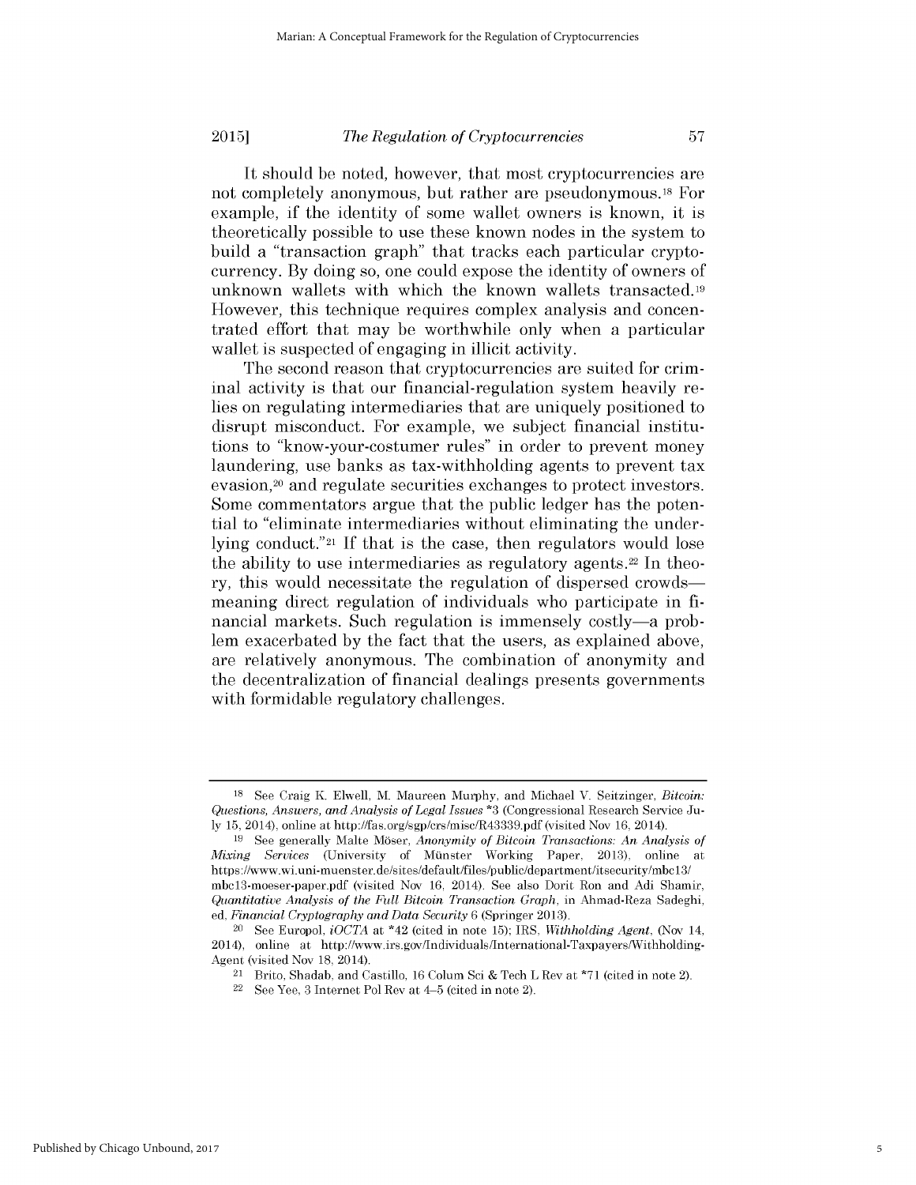It should be noted, however, that most cryptocurrencies are not completely anonymous, but rather are pseudonymous.[18] For example, if the identity of some wallet owners is known, it is theoretically possible to use these known nodes in the system to build a "transaction graph" that tracks each particular cryptocurrency. By doing so, one could expose the identity of owners of unknown wallets with which the known wallets transacted.[19] However, this technique requires complex analysis and concentrated effort that may be worthwhile only when a particular wallet is suspected of engaging in illicit activity.

The second reason that cryptocurrencies are suited for criminal activity is that our financial-regulation system heavily relies on regulating intermediaries that are uniquely positioned to disrupt misconduct. For example, we subject financial institutions to "know-your-costumer rules" in order to prevent money laundering, use banks as tax-withholding agents to prevent tax evasion,[20] and regulate securities exchanges to protect investors. Some commentators argue that the public ledger has the potential to "eliminate intermediaries without eliminating the underlying conduct."[21] If that is the case, then regulators would lose the ability to use intermediaries as regulatory agents.[22] In theory, this would necessitate the regulation of dispersed crowds—meaning direct regulation of individuals who participate in financial markets. Such regulation is immensely costly—a problem exacerbated by the fact that the users, as explained above, are relatively anonymous. The combination of anonymity and the decentralization of financial dealings presents governments with formidable regulatory challenges.

---

[18] See Craig K. Elwell, M. Maureen Murphy, and Michael V. Seitzinger, *Bitcoin: Questions, Answers, and Analysis of Legal Issues* *3 (Congressional Research Service July 15, 2014), online at http://fas.org/sgp/crs/misc/R43339.pdf (visited Nov 16, 2014).

[19] See generally Malte Möser, *Anonymity of Bitcoin Transactions: An Analysis of Mixing Services* (University of Münster Working Paper, 2013), online at https://www.wi.uni-muenster.de/sites/default/files/public/department/itsecurity/mbc13/mbc13-moeser-paper.pdf (visited Nov 16, 2014). See also Dorit Ron and Adi Shamir, *Quantitative Analysis of the Full Bitcoin Transaction Graph*, in Ahmad-Reza Sadeghi, ed, *Financial Cryptography and Data Security* 6 (Springer 2013).

[20] See Europol, *iOCTA* at *42 (cited in note 15); IRS, *Withholding Agent*, (Nov 14, 2014), online at http://www.irs.gov/Individuals/International-Taxpayers/Withholding-Agent (visited Nov 18, 2014).

[21] Brito, Shadab, and Castillo, 16 Colum Sci & Tech L Rev at *71 (cited in note 2).

[22] See Yee, 3 Internet Pol Rev at 4–5 (cited in note 2).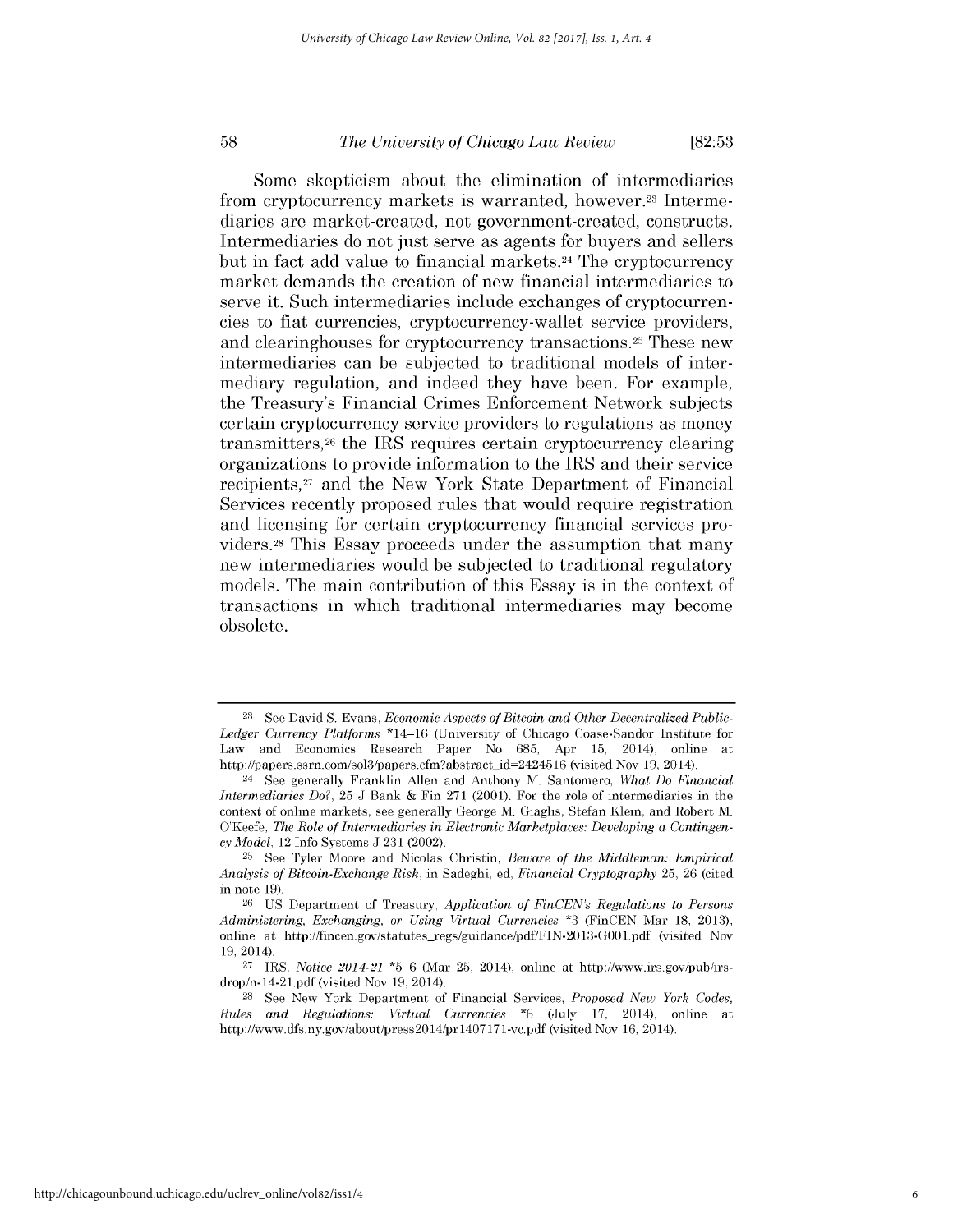Some skepticism about the elimination of intermediaries from cryptocurrency markets is warranted, however.[23] Intermediaries are market-created, not government-created, constructs. Intermediaries do not just serve as agents for buyers and sellers but in fact add value to financial markets.[24] The cryptocurrency market demands the creation of new financial intermediaries to serve it. Such intermediaries include exchanges of cryptocurrencies to fiat currencies, cryptocurrency-wallet service providers, and clearinghouses for cryptocurrency transactions.[25] These new intermediaries can be subjected to traditional models of intermediary regulation, and indeed they have been. For example, the Treasury's Financial Crimes Enforcement Network subjects certain cryptocurrency service providers to regulations as money transmitters,[26] the IRS requires certain cryptocurrency clearing organizations to provide information to the IRS and their service recipients,[27] and the New York State Department of Financial Services recently proposed rules that would require registration and licensing for certain cryptocurrency financial services providers.[28] This Essay proceeds under the assumption that many new intermediaries would be subjected to traditional regulatory models. The main contribution of this Essay is in the context of transactions in which traditional intermediaries may become obsolete.

---

[23] See David S. Evans, *Economic Aspects of Bitcoin and Other Decentralized Public-Ledger Currency Platforms* *14–16 (University of Chicago Coase-Sandor Institute for Law and Economics Research Paper No 685, Apr 15, 2014), online at http://papers.ssrn.com/sol3/papers.cfm?abstract_id=2424516 (visited Nov 19, 2014).

[24] See generally Franklin Allen and Anthony M. Santomero, *What Do Financial Intermediaries Do?*, 25 J Bank & Fin 271 (2001). For the role of intermediaries in the context of online markets, see generally George M. Giaglis, Stefan Klein, and Robert M. O'Keefe, *The Role of Intermediaries in Electronic Marketplaces: Developing a Contingency Model*, 12 Info Systems J 231 (2002).

[25] See Tyler Moore and Nicolas Christin, *Beware of the Middleman: Empirical Analysis of Bitcoin-Exchange Risk*, in Sadeghi, ed, *Financial Cryptography* 25, 26 (cited in note 19).

[26] US Department of Treasury, *Application of FinCEN's Regulations to Persons Administering, Exchanging, or Using Virtual Currencies* *3 (FinCEN Mar 18, 2013), online at http://fincen.gov/statutes_regs/guidance/pdf/FIN-2013-G001.pdf (visited Nov 19, 2014).

[27] IRS, *Notice 2014-21* *5–6 (Mar 25, 2014), online at http://www.irs.gov/pub/irs-drop/n-14-21.pdf (visited Nov 19, 2014).

[28] See New York Department of Financial Services, *Proposed New York Codes, Rules and Regulations: Virtual Currencies* *6 (July 17, 2014), online at http://www.dfs.ny.gov/about/press2014/pr1407171-vc.pdf (visited Nov 16, 2014).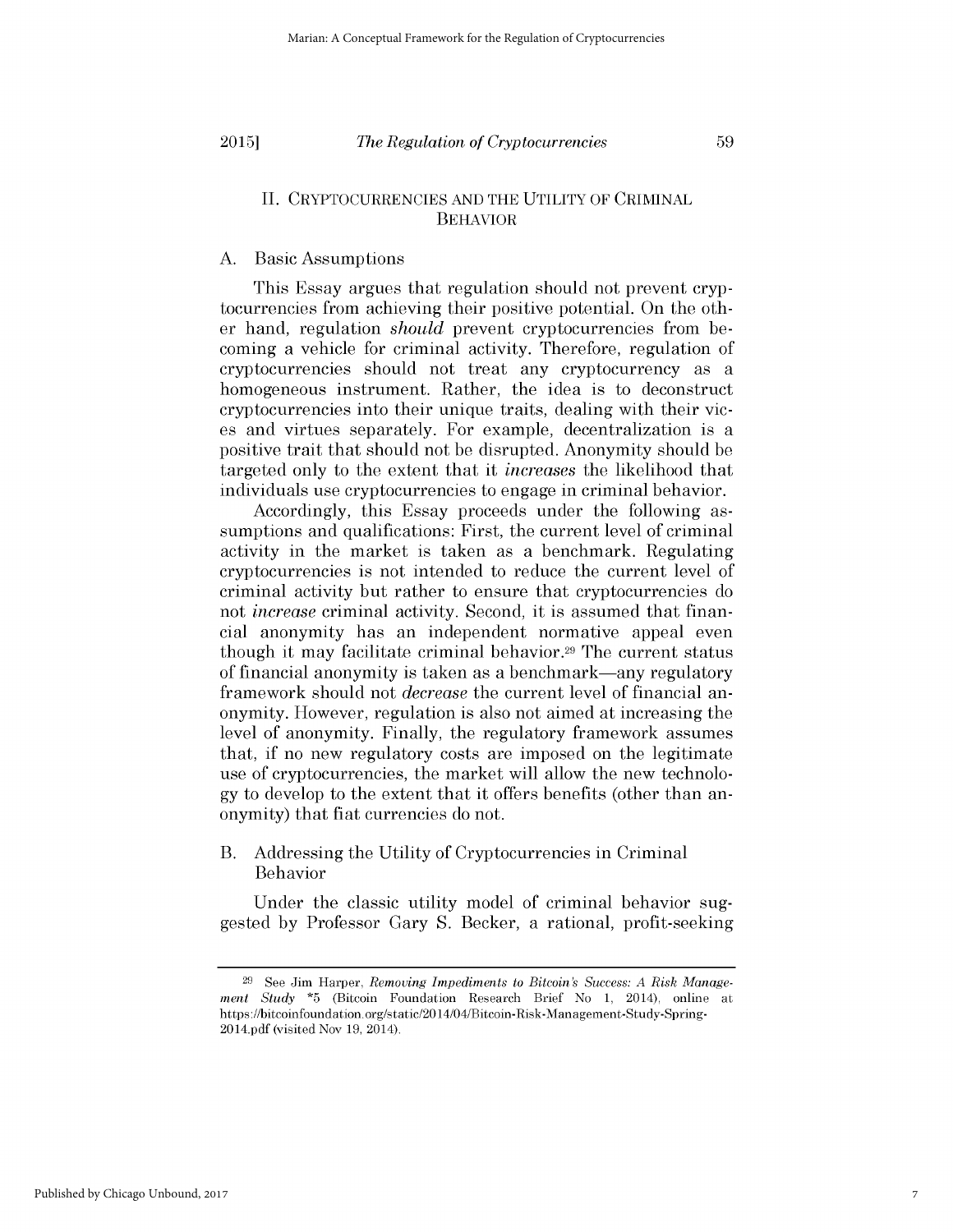## II. CRYPTOCURRENCIES AND THE UTILITY OF CRIMINAL BEHAVIOR

### A. Basic Assumptions

This Essay argues that regulation should not prevent cryptocurrencies from achieving their positive potential. On the other hand, regulation *should* prevent cryptocurrencies from becoming a vehicle for criminal activity. Therefore, regulation of cryptocurrencies should not treat any cryptocurrency as a homogeneous instrument. Rather, the idea is to deconstruct cryptocurrencies into their unique traits, dealing with their vices and virtues separately. For example, decentralization is a positive trait that should not be disrupted. Anonymity should be targeted only to the extent that it *increases* the likelihood that individuals use cryptocurrencies to engage in criminal behavior.

Accordingly, this Essay proceeds under the following assumptions and qualifications: First, the current level of criminal activity in the market is taken as a benchmark. Regulating cryptocurrencies is not intended to reduce the current level of criminal activity but rather to ensure that cryptocurrencies do not *increase* criminal activity. Second, it is assumed that financial anonymity has an independent normative appeal even though it may facilitate criminal behavior.[29] The current status of financial anonymity is taken as a benchmark—any regulatory framework should not *decrease* the current level of financial anonymity. However, regulation is also not aimed at increasing the level of anonymity. Finally, the regulatory framework assumes that, if no new regulatory costs are imposed on the legitimate use of cryptocurrencies, the market will allow the new technology to develop to the extent that it offers benefits (other than anonymity) that fiat currencies do not.

### B. Addressing the Utility of Cryptocurrencies in Criminal Behavior

Under the classic utility model of criminal behavior suggested by Professor Gary S. Becker, a rational, profit-seeking

---

[29] See Jim Harper, *Removing Impediments to Bitcoin's Success: A Risk Management Study* *5 (Bitcoin Foundation Research Brief No 1, 2014), online at https://bitcoinfoundation.org/static/2014/04/Bitcoin-Risk-Management-Study-Spring-2014.pdf (visited Nov 19, 2014).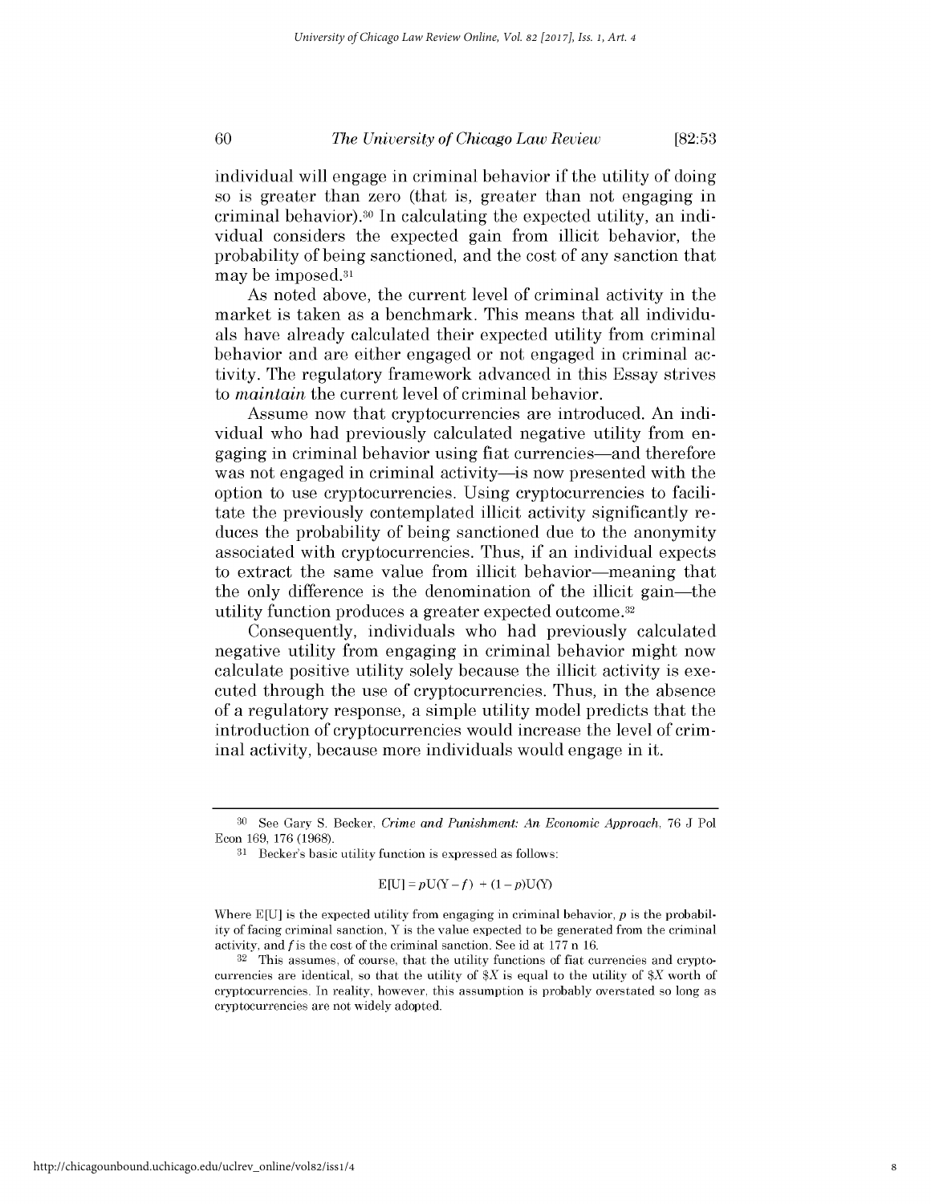individual will engage in criminal behavior if the utility of doing so is greater than zero (that is, greater than not engaging in criminal behavior).[30] In calculating the expected utility, an individual considers the expected gain from illicit behavior, the probability of being sanctioned, and the cost of any sanction that may be imposed.[31]

As noted above, the current level of criminal activity in the market is taken as a benchmark. This means that all individuals have already calculated their expected utility from criminal behavior and are either engaged or not engaged in criminal activity. The regulatory framework advanced in this Essay strives to *maintain* the current level of criminal behavior.

Assume now that cryptocurrencies are introduced. An individual who had previously calculated negative utility from engaging in criminal behavior using fiat currencies—and therefore was not engaged in criminal activity—is now presented with the option to use cryptocurrencies. Using cryptocurrencies to facilitate the previously contemplated illicit activity significantly reduces the probability of being sanctioned due to the anonymity associated with cryptocurrencies. Thus, if an individual expects to extract the same value from illicit behavior—meaning that the only difference is the denomination of the illicit gain—the utility function produces a greater expected outcome.[32]

Consequently, individuals who had previously calculated negative utility from engaging in criminal behavior might now calculate positive utility solely because the illicit activity is executed through the use of cryptocurrencies. Thus, in the absence of a regulatory response, a simple utility model predicts that the introduction of cryptocurrencies would increase the level of criminal activity, because more individuals would engage in it.

---

[30] See Gary S. Becker, *Crime and Punishment: An Economic Approach*, 76 J Pol Econ 169, 176 (1968).

[31] Becker's basic utility function is expressed as follows:

$$E[U] = pU(Y - f) + (1 - p)U(Y)$$

Where E[U] is the expected utility from engaging in criminal behavior, $p$ is the probability of facing criminal sanction, Y is the value expected to be generated from the criminal activity, and $f$ is the cost of the criminal sanction. See id at 177 n 16.

[32] This assumes, of course, that the utility functions of fiat currencies and cryptocurrencies are identical, so that the utility of $\$X$ is equal to the utility of $\$X$ worth of cryptocurrencies. In reality, however, this assumption is probably overstated so long as cryptocurrencies are not widely adopted.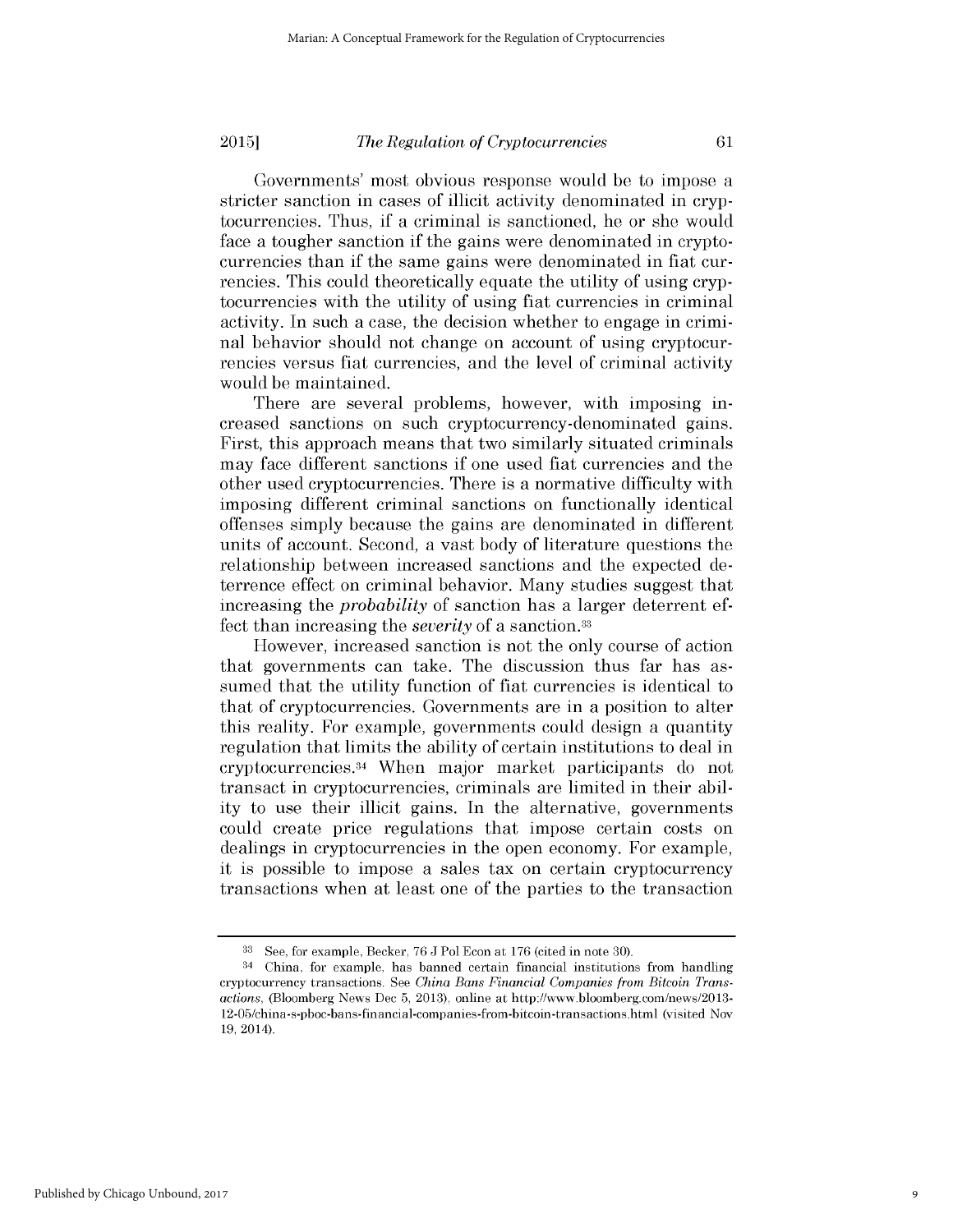Governments' most obvious response would be to impose a stricter sanction in cases of illicit activity denominated in cryptocurrencies. Thus, if a criminal is sanctioned, he or she would face a tougher sanction if the gains were denominated in cryptocurrencies than if the same gains were denominated in fiat currencies. This could theoretically equate the utility of using cryptocurrencies with the utility of using fiat currencies in criminal activity. In such a case, the decision whether to engage in criminal behavior should not change on account of using cryptocurrencies versus fiat currencies, and the level of criminal activity would be maintained.

There are several problems, however, with imposing increased sanctions on such cryptocurrency-denominated gains. First, this approach means that two similarly situated criminals may face different sanctions if one used fiat currencies and the other used cryptocurrencies. There is a normative difficulty with imposing different criminal sanctions on functionally identical offenses simply because the gains are denominated in different units of account. Second, a vast body of literature questions the relationship between increased sanctions and the expected deterrence effect on criminal behavior. Many studies suggest that increasing the *probability* of sanction has a larger deterrent effect than increasing the *severity* of a sanction.[33]

However, increased sanction is not the only course of action that governments can take. The discussion thus far has assumed that the utility function of fiat currencies is identical to that of cryptocurrencies. Governments are in a position to alter this reality. For example, governments could design a quantity regulation that limits the ability of certain institutions to deal in cryptocurrencies.[34] When major market participants do not transact in cryptocurrencies, criminals are limited in their ability to use their illicit gains. In the alternative, governments could create price regulations that impose certain costs on dealings in cryptocurrencies in the open economy. For example, it is possible to impose a sales tax on certain cryptocurrency transactions when at least one of the parties to the transaction

---

[33] See, for example, Becker, 76 J Pol Econ at 176 (cited in note 30).

[34] China, for example, has banned certain financial institutions from handling cryptocurrency transactions. See *China Bans Financial Companies from Bitcoin Transactions*, (Bloomberg News Dec 5, 2013), online at http://www.bloomberg.com/news/2013-12-05/china-s-pboc-bans-financial-companies-from-bitcoin-transactions.html (visited Nov 19, 2014).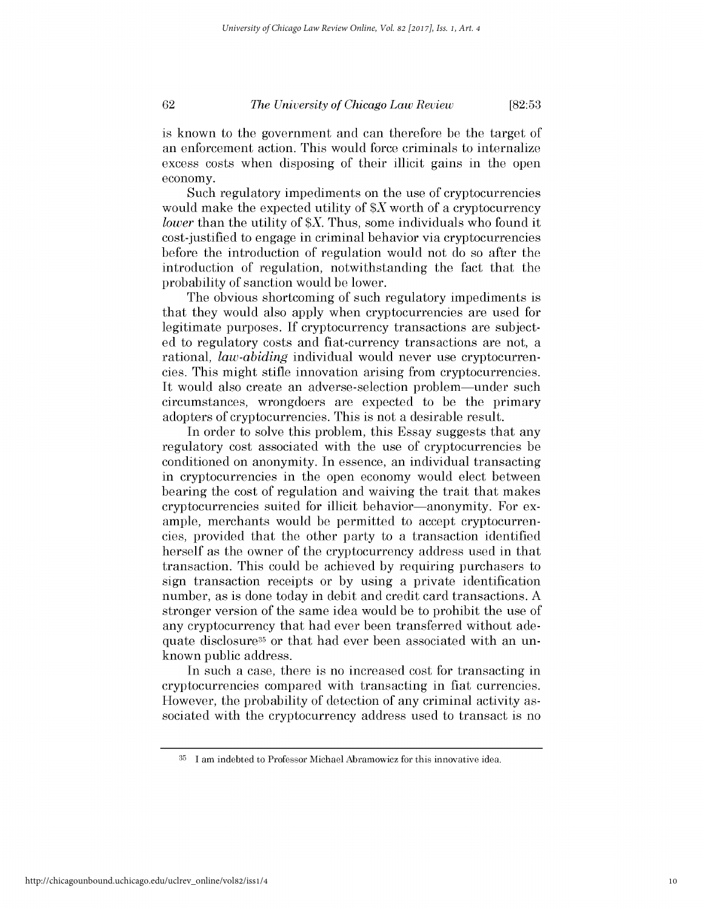is known to the government and can therefore be the target of an enforcement action. This would force criminals to internalize excess costs when disposing of their illicit gains in the open economy.

Such regulatory impediments on the use of cryptocurrencies would make the expected utility of $X worth of a cryptocurrency *lower* than the utility of $X. Thus, some individuals who found it cost-justified to engage in criminal behavior via cryptocurrencies before the introduction of regulation would not do so after the introduction of regulation, notwithstanding the fact that the probability of sanction would be lower.

The obvious shortcoming of such regulatory impediments is that they would also apply when cryptocurrencies are used for legitimate purposes. If cryptocurrency transactions are subjected to regulatory costs and fiat-currency transactions are not, a rational, *law-abiding* individual would never use cryptocurrencies. This might stifle innovation arising from cryptocurrencies. It would also create an adverse-selection problem—under such circumstances, wrongdoers are expected to be the primary adopters of cryptocurrencies. This is not a desirable result.

In order to solve this problem, this Essay suggests that any regulatory cost associated with the use of cryptocurrencies be conditioned on anonymity. In essence, an individual transacting in cryptocurrencies in the open economy would elect between bearing the cost of regulation and waiving the trait that makes cryptocurrencies suited for illicit behavior—anonymity. For example, merchants would be permitted to accept cryptocurrencies, provided that the other party to a transaction identified herself as the owner of the cryptocurrency address used in that transaction. This could be achieved by requiring purchasers to sign transaction receipts or by using a private identification number, as is done today in debit and credit card transactions. A stronger version of the same idea would be to prohibit the use of any cryptocurrency that had ever been transferred without adequate disclosure[35] or that had ever been associated with an unknown public address.

In such a case, there is no increased cost for transacting in cryptocurrencies compared with transacting in fiat currencies. However, the probability of detection of any criminal activity associated with the cryptocurrency address used to transact is no

[35] I am indebted to Professor Michael Abramowicz for this innovative idea.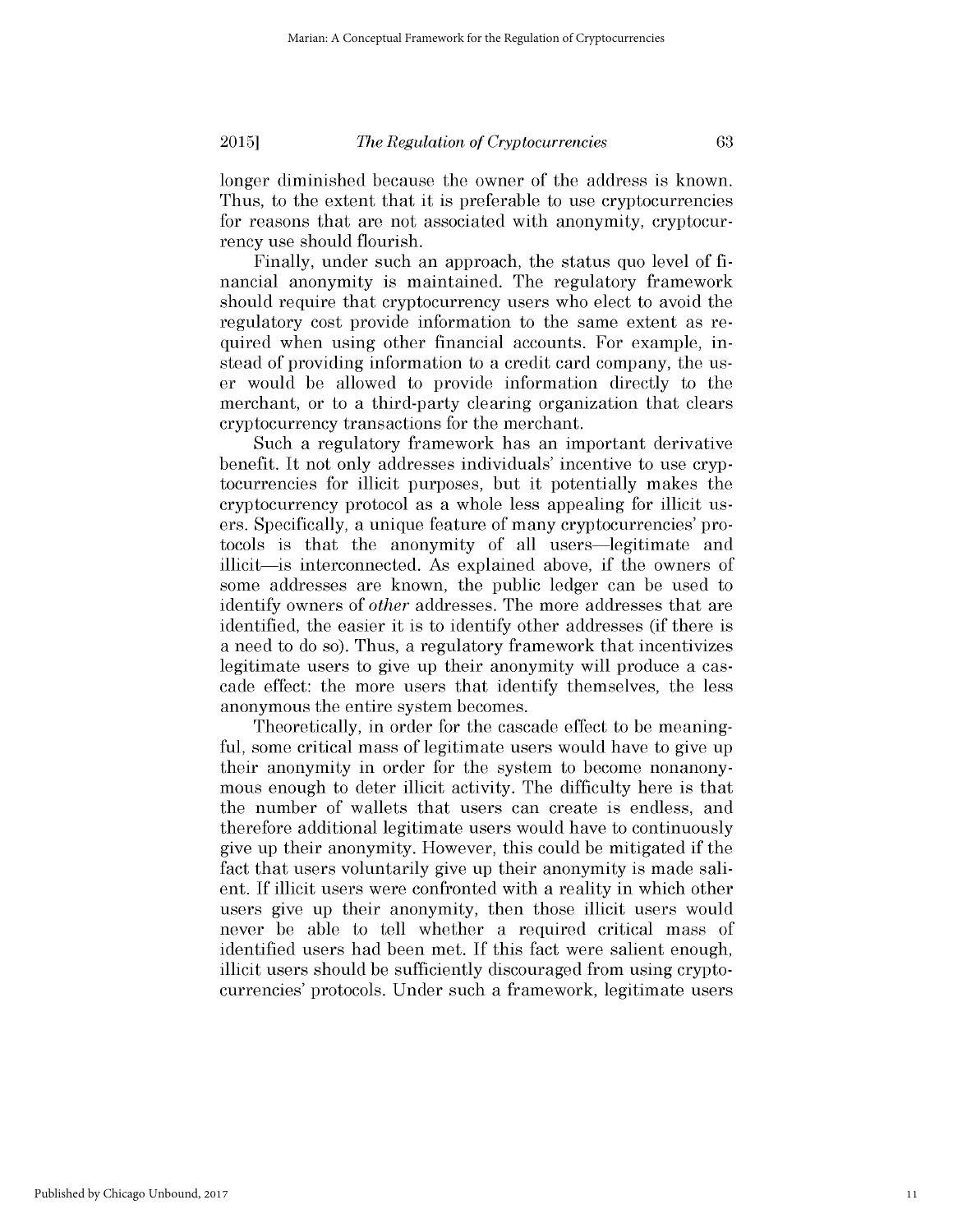longer diminished because the owner of the address is known. Thus, to the extent that it is preferable to use cryptocurrencies for reasons that are not associated with anonymity, cryptocurrency use should flourish.

Finally, under such an approach, the status quo level of financial anonymity is maintained. The regulatory framework should require that cryptocurrency users who elect to avoid the regulatory cost provide information to the same extent as required when using other financial accounts. For example, instead of providing information to a credit card company, the user would be allowed to provide information directly to the merchant, or to a third-party clearing organization that clears cryptocurrency transactions for the merchant.

Such a regulatory framework has an important derivative benefit. It not only addresses individuals' incentive to use cryptocurrencies for illicit purposes, but it potentially makes the cryptocurrency protocol as a whole less appealing for illicit users. Specifically, a unique feature of many cryptocurrencies' protocols is that the anonymity of all users—legitimate and illicit—is interconnected. As explained above, if the owners of some addresses are known, the public ledger can be used to identify owners of *other* addresses. The more addresses that are identified, the easier it is to identify other addresses (if there is a need to do so). Thus, a regulatory framework that incentivizes legitimate users to give up their anonymity will produce a cascade effect: the more users that identify themselves, the less anonymous the entire system becomes.

Theoretically, in order for the cascade effect to be meaningful, some critical mass of legitimate users would have to give up their anonymity in order for the system to become nonanonymous enough to deter illicit activity. The difficulty here is that the number of wallets that users can create is endless, and therefore additional legitimate users would have to continuously give up their anonymity. However, this could be mitigated if the fact that users voluntarily give up their anonymity is made salient. If illicit users were confronted with a reality in which other users give up their anonymity, then those illicit users would never be able to tell whether a required critical mass of identified users had been met. If this fact were salient enough, illicit users should be sufficiently discouraged from using cryptocurrencies' protocols. Under such a framework, legitimate users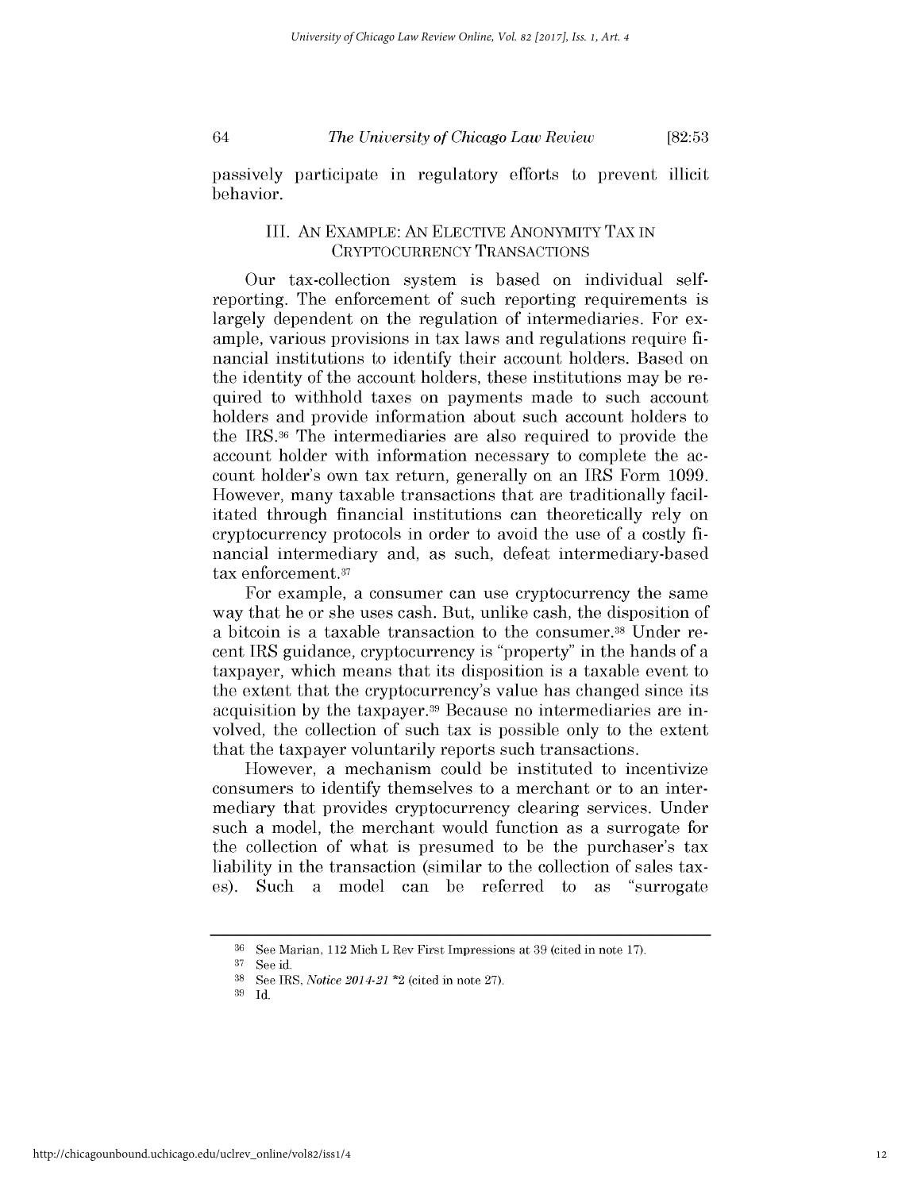passively participate in regulatory efforts to prevent illicit behavior.

## III. An Example: An Elective Anonymity Tax in Cryptocurrency Transactions

Our tax-collection system is based on individual self-reporting. The enforcement of such reporting requirements is largely dependent on the regulation of intermediaries. For example, various provisions in tax laws and regulations require financial institutions to identify their account holders. Based on the identity of the account holders, these institutions may be required to withhold taxes on payments made to such account holders and provide information about such account holders to the IRS.[36] The intermediaries are also required to provide the account holder with information necessary to complete the account holder's own tax return, generally on an IRS Form 1099. However, many taxable transactions that are traditionally facilitated through financial institutions can theoretically rely on cryptocurrency protocols in order to avoid the use of a costly financial intermediary and, as such, defeat intermediary-based tax enforcement.[37]

For example, a consumer can use cryptocurrency the same way that he or she uses cash. But, unlike cash, the disposition of a bitcoin is a taxable transaction to the consumer.[38] Under recent IRS guidance, cryptocurrency is "property" in the hands of a taxpayer, which means that its disposition is a taxable event to the extent that the cryptocurrency's value has changed since its acquisition by the taxpayer.[39] Because no intermediaries are involved, the collection of such tax is possible only to the extent that the taxpayer voluntarily reports such transactions.

However, a mechanism could be instituted to incentivize consumers to identify themselves to a merchant or to an intermediary that provides cryptocurrency clearing services. Under such a model, the merchant would function as a surrogate for the collection of what is presumed to be the purchaser's tax liability in the transaction (similar to the collection of sales taxes). Such a model can be referred to as "surrogate

---

[36] See Marian, 112 Mich L Rev First Impressions at 39 (cited in note 17).

[37] See id.

[38] See IRS, *Notice 2014-21* *2 (cited in note 27).

[39] Id.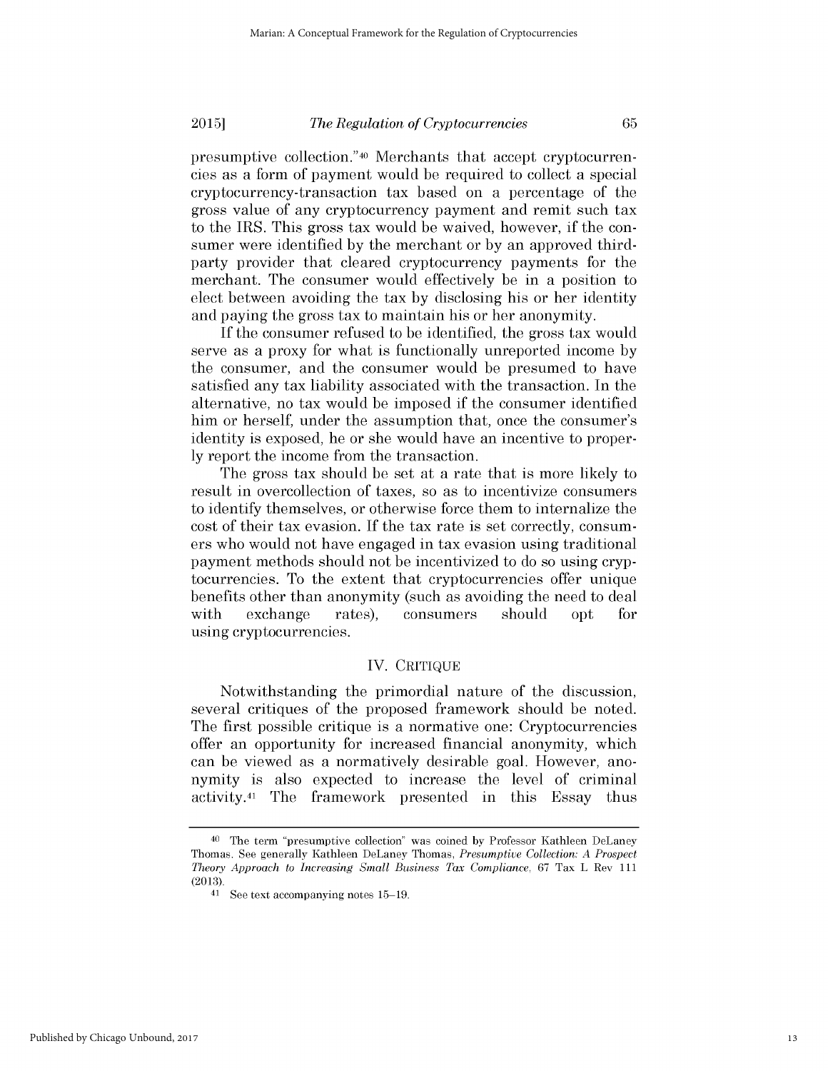presumptive collection."[40] Merchants that accept cryptocurrencies as a form of payment would be required to collect a special cryptocurrency-transaction tax based on a percentage of the gross value of any cryptocurrency payment and remit such tax to the IRS. This gross tax would be waived, however, if the consumer were identified by the merchant or by an approved third-party provider that cleared cryptocurrency payments for the merchant. The consumer would effectively be in a position to elect between avoiding the tax by disclosing his or her identity and paying the gross tax to maintain his or her anonymity.

If the consumer refused to be identified, the gross tax would serve as a proxy for what is functionally unreported income by the consumer, and the consumer would be presumed to have satisfied any tax liability associated with the transaction. In the alternative, no tax would be imposed if the consumer identified him or herself, under the assumption that, once the consumer's identity is exposed, he or she would have an incentive to properly report the income from the transaction.

The gross tax should be set at a rate that is more likely to result in overcollection of taxes, so as to incentivize consumers to identify themselves, or otherwise force them to internalize the cost of their tax evasion. If the tax rate is set correctly, consumers who would not have engaged in tax evasion using traditional payment methods should not be incentivized to do so using cryptocurrencies. To the extent that cryptocurrencies offer unique benefits other than anonymity (such as avoiding the need to deal with exchange rates), consumers should opt for using cryptocurrencies.

## IV. Critique

Notwithstanding the primordial nature of the discussion, several critiques of the proposed framework should be noted. The first possible critique is a normative one: Cryptocurrencies offer an opportunity for increased financial anonymity, which can be viewed as a normatively desirable goal. However, anonymity is also expected to increase the level of criminal activity.[41] The framework presented in this Essay thus

---

[40] The term "presumptive collection" was coined by Professor Kathleen DeLaney Thomas. See generally Kathleen DeLaney Thomas, *Presumptive Collection: A Prospect Theory Approach to Increasing Small Business Tax Compliance*, 67 Tax L Rev 111 (2013).

[41] See text accompanying notes 15–19.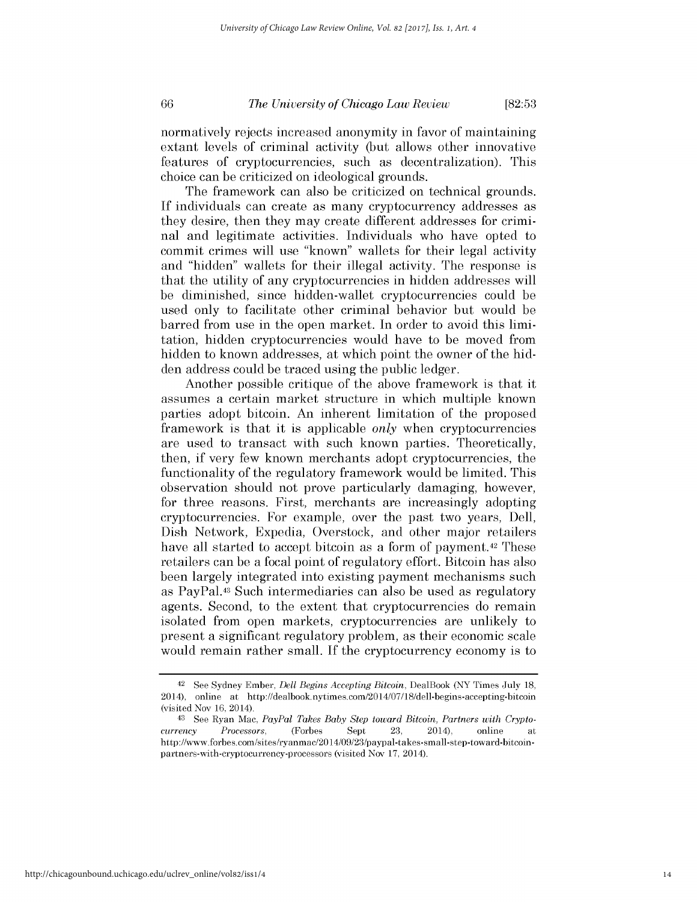normatively rejects increased anonymity in favor of maintaining extant levels of criminal activity (but allows other innovative features of cryptocurrencies, such as decentralization). This choice can be criticized on ideological grounds.

The framework can also be criticized on technical grounds. If individuals can create as many cryptocurrency addresses as they desire, then they may create different addresses for criminal and legitimate activities. Individuals who have opted to commit crimes will use "known" wallets for their legal activity and "hidden" wallets for their illegal activity. The response is that the utility of any cryptocurrencies in hidden addresses will be diminished, since hidden-wallet cryptocurrencies could be used only to facilitate other criminal behavior but would be barred from use in the open market. In order to avoid this limitation, hidden cryptocurrencies would have to be moved from hidden to known addresses, at which point the owner of the hidden address could be traced using the public ledger.

Another possible critique of the above framework is that it assumes a certain market structure in which multiple known parties adopt bitcoin. An inherent limitation of the proposed framework is that it is applicable *only* when cryptocurrencies are used to transact with such known parties. Theoretically, then, if very few known merchants adopt cryptocurrencies, the functionality of the regulatory framework would be limited. This observation should not prove particularly damaging, however, for three reasons. First, merchants are increasingly adopting cryptocurrencies. For example, over the past two years, Dell, Dish Network, Expedia, Overstock, and other major retailers have all started to accept bitcoin as a form of payment.[42] These retailers can be a focal point of regulatory effort. Bitcoin has also been largely integrated into existing payment mechanisms such as PayPal.[43] Such intermediaries can also be used as regulatory agents. Second, to the extent that cryptocurrencies do remain isolated from open markets, cryptocurrencies are unlikely to present a significant regulatory problem, as their economic scale would remain rather small. If the cryptocurrency economy is to

---

[42] See Sydney Ember, *Dell Begins Accepting Bitcoin*, DealBook (NY Times July 18, 2014), online at http://dealbook.nytimes.com/2014/07/18/dell-begins-accepting-bitcoin (visited Nov 16, 2014).

[43] See Ryan Mac, *PayPal Takes Baby Step toward Bitcoin, Partners with Cryptocurrency Processors*, (Forbes Sept 23, 2014), online at http://www.forbes.com/sites/ryanmac/2014/09/23/paypal-takes-small-step-toward-bitcoin-partners-with-cryptocurrency-processors (visited Nov 17, 2014).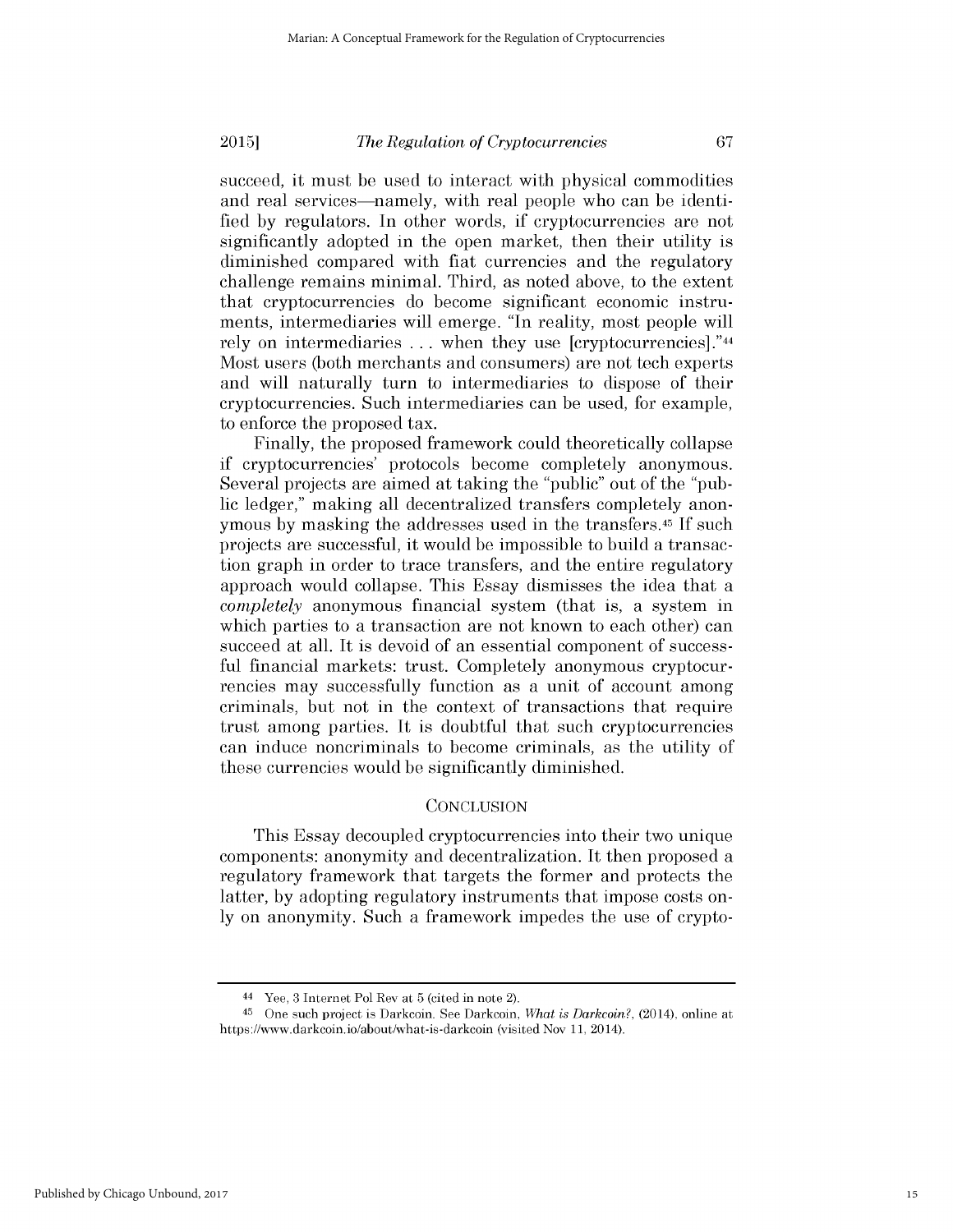succeed, it must be used to interact with physical commodities and real services—namely, with real people who can be identified by regulators. In other words, if cryptocurrencies are not significantly adopted in the open market, then their utility is diminished compared with fiat currencies and the regulatory challenge remains minimal. Third, as noted above, to the extent that cryptocurrencies do become significant economic instruments, intermediaries will emerge. "In reality, most people will rely on intermediaries . . . when they use [cryptocurrencies]."[44] Most users (both merchants and consumers) are not tech experts and will naturally turn to intermediaries to dispose of their cryptocurrencies. Such intermediaries can be used, for example, to enforce the proposed tax.

Finally, the proposed framework could theoretically collapse if cryptocurrencies' protocols become completely anonymous. Several projects are aimed at taking the "public" out of the "public ledger," making all decentralized transfers completely anonymous by masking the addresses used in the transfers.[45] If such projects are successful, it would be impossible to build a transaction graph in order to trace transfers, and the entire regulatory approach would collapse. This Essay dismisses the idea that a *completely* anonymous financial system (that is, a system in which parties to a transaction are not known to each other) can succeed at all. It is devoid of an essential component of successful financial markets: trust. Completely anonymous cryptocurrencies may successfully function as a unit of account among criminals, but not in the context of transactions that require trust among parties. It is doubtful that such cryptocurrencies can induce noncriminals to become criminals, as the utility of these currencies would be significantly diminished.

## CONCLUSION

This Essay decoupled cryptocurrencies into their two unique components: anonymity and decentralization. It then proposed a regulatory framework that targets the former and protects the latter, by adopting regulatory instruments that impose costs only on anonymity. Such a framework impedes the use of crypto-

---

[44] Yee, 3 Internet Pol Rev at 5 (cited in note 2).

[45] One such project is Darkcoin. See Darkcoin, *What is Darkcoin?*, (2014), online at https://www.darkcoin.io/about/what-is-darkcoin (visited Nov 11, 2014).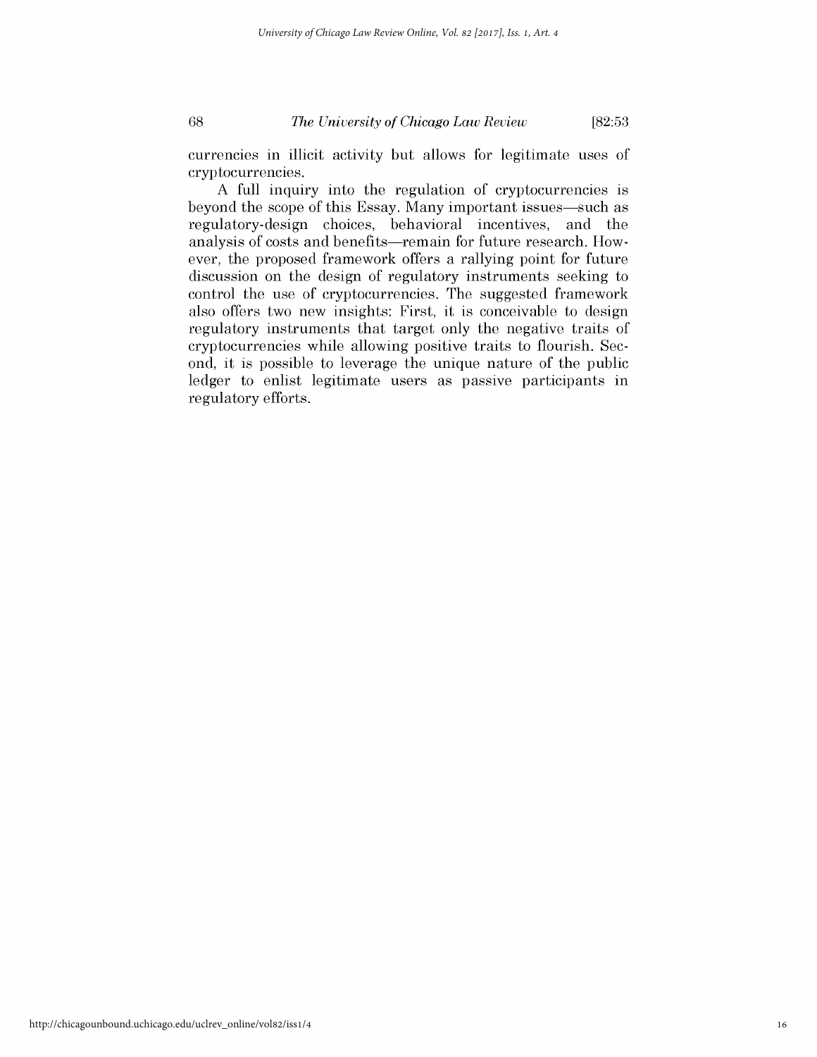currencies in illicit activity but allows for legitimate uses of cryptocurrencies.

A full inquiry into the regulation of cryptocurrencies is beyond the scope of this Essay. Many important issues—such as regulatory-design choices, behavioral incentives, and the analysis of costs and benefits—remain for future research. However, the proposed framework offers a rallying point for future discussion on the design of regulatory instruments seeking to control the use of cryptocurrencies. The suggested framework also offers two new insights: First, it is conceivable to design regulatory instruments that target only the negative traits of cryptocurrencies while allowing positive traits to flourish. Second, it is possible to leverage the unique nature of the public ledger to enlist legitimate users as passive participants in regulatory efforts.